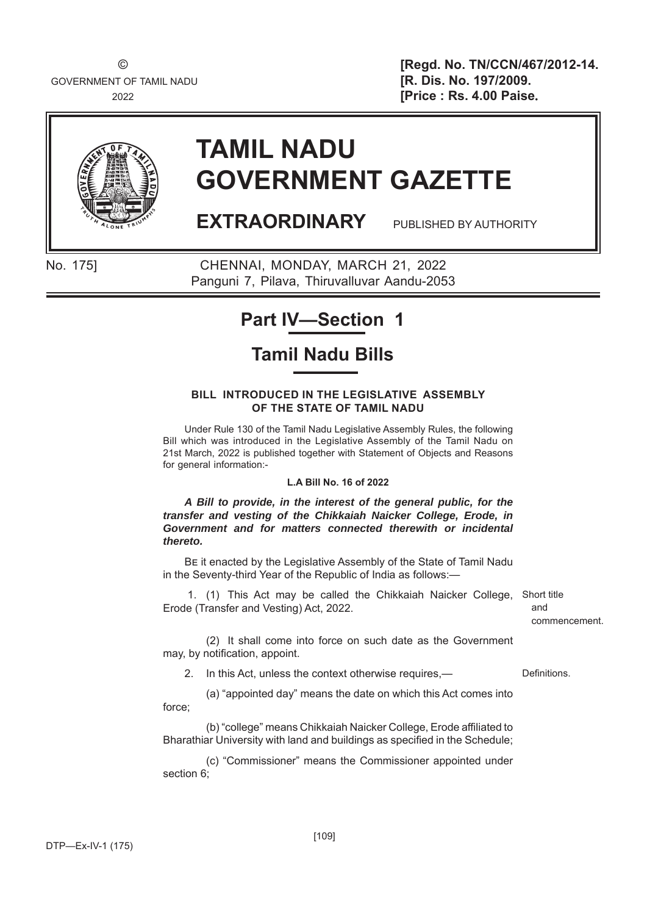©
GOVERNMENT OF TAMIL NADU
2022

**[Regd. No. TN/CCN/467/2012-14.**
**[R. Dis. No. 197/2009.**
**[Price : Rs. 4.00 Paise.**

# TAMIL NADU GOVERNMENT GAZETTE

**EXTRAORDINARY** PUBLISHED BY AUTHORITY

No. 175] CHENNAI, MONDAY, MARCH 21, 2022
Panguni 7, Pilava, Thiruvalluvar Aandu-2053

## Part IV—Section 1

## Tamil Nadu Bills

### BILL INTRODUCED IN THE LEGISLATIVE ASSEMBLY OF THE STATE OF TAMIL NADU

Under Rule 130 of the Tamil Nadu Legislative Assembly Rules, the following Bill which was introduced in the Legislative Assembly of the Tamil Nadu on 21st March, 2022 is published together with Statement of Objects and Reasons for general information:-

**L.A Bill No. 16 of 2022**

***A Bill to provide, in the interest of the general public, for the transfer and vesting of the Chikkaiah Naicker College, Erode, in Government and for matters connected therewith or incidental thereto.***

Be it enacted by the Legislative Assembly of the State of Tamil Nadu in the Seventy-third Year of the Republic of India as follows:—

Short title and commencement.

1. (1) This Act may be called the Chikkaiah Naicker College, Erode (Transfer and Vesting) Act, 2022.

(2) It shall come into force on such date as the Government may, by notification, appoint.

Definitions.

2. In this Act, unless the context otherwise requires,—

(a) "appointed day" means the date on which this Act comes into force;

(b) "college" means Chikkaiah Naicker College, Erode affiliated to Bharathiar University with land and buildings as specified in the Schedule;

(c) "Commissioner" means the Commissioner appointed under section 6;

DTP—Ex-IV-1 (175)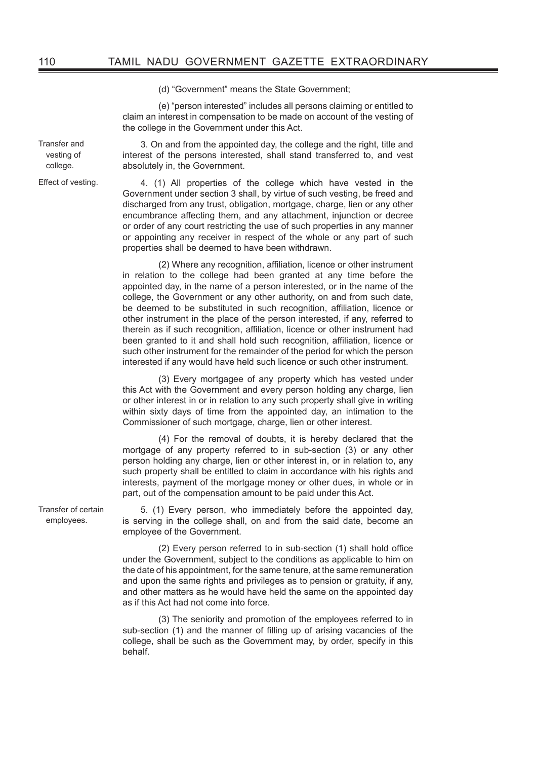(d) "Government" means the State Government;

(e) "person interested" includes all persons claiming or entitled to claim an interest in compensation to be made on account of the vesting of the college in the Government under this Act.

**Transfer and vesting of college.**

3. On and from the appointed day, the college and the right, title and interest of the persons interested, shall stand transferred to, and vest absolutely in, the Government.

**Effect of vesting.**

4. (1) All properties of the college which have vested in the Government under section 3 shall, by virtue of such vesting, be freed and discharged from any trust, obligation, mortgage, charge, lien or any other encumbrance affecting them, and any attachment, injunction or decree or order of any court restricting the use of such properties in any manner or appointing any receiver in respect of the whole or any part of such properties shall be deemed to have been withdrawn.

(2) Where any recognition, affiliation, licence or other instrument in relation to the college had been granted at any time before the appointed day, in the name of a person interested, or in the name of the college, the Government or any other authority, on and from such date, be deemed to be substituted in such recognition, affiliation, licence or other instrument in the place of the person interested, if any, referred to therein as if such recognition, affiliation, licence or other instrument had been granted to it and shall hold such recognition, affiliation, licence or such other instrument for the remainder of the period for which the person interested if any would have held such licence or such other instrument.

(3) Every mortgagee of any property which has vested under this Act with the Government and every person holding any charge, lien or other interest in or in relation to any such property shall give in writing within sixty days of time from the appointed day, an intimation to the Commissioner of such mortgage, charge, lien or other interest.

(4) For the removal of doubts, it is hereby declared that the mortgage of any property referred to in sub-section (3) or any other person holding any charge, lien or other interest in, or in relation to, any such property shall be entitled to claim in accordance with his rights and interests, payment of the mortgage money or other dues, in whole or in part, out of the compensation amount to be paid under this Act.

**Transfer of certain employees.**

5. (1) Every person, who immediately before the appointed day, is serving in the college shall, on and from the said date, become an employee of the Government.

(2) Every person referred to in sub-section (1) shall hold office under the Government, subject to the conditions as applicable to him on the date of his appointment, for the same tenure, at the same remuneration and upon the same rights and privileges as to pension or gratuity, if any, and other matters as he would have held the same on the appointed day as if this Act had not come into force.

(3) The seniority and promotion of the employees referred to in sub-section (1) and the manner of filling up of arising vacancies of the college, shall be such as the Government may, by order, specify in this behalf.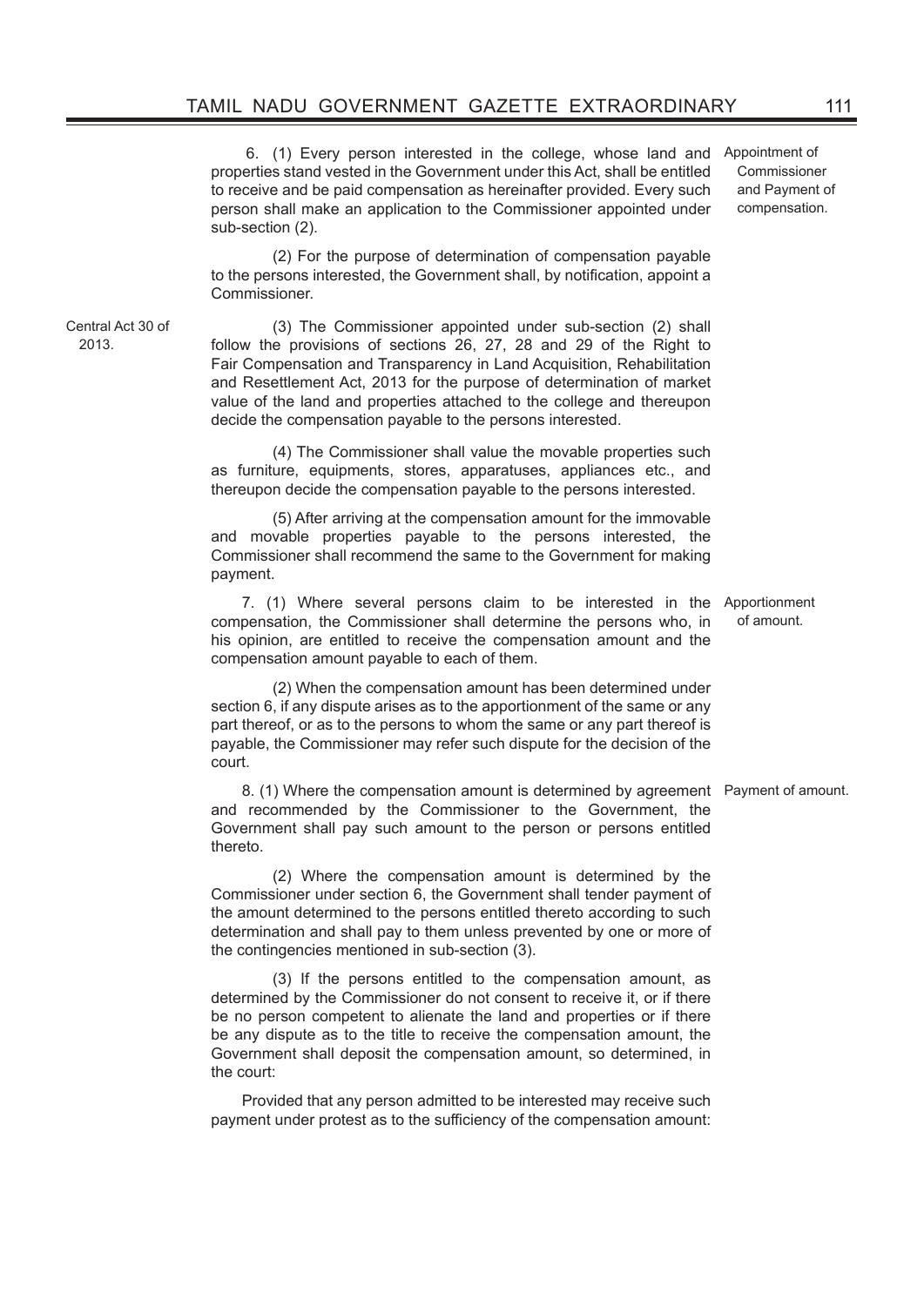6. (1) Every person interested in the college, whose land and properties stand vested in the Government under this Act, shall be entitled to receive and be paid compensation as hereinafter provided. Every such person shall make an application to the Commissioner appointed under sub-section (2).

*Appointment of Commissioner and Payment of compensation.*

(2) For the purpose of determination of compensation payable to the persons interested, the Government shall, by notification, appoint a Commissioner.

*Central Act 30 of 2013.*

(3) The Commissioner appointed under sub-section (2) shall follow the provisions of sections 26, 27, 28 and 29 of the Right to Fair Compensation and Transparency in Land Acquisition, Rehabilitation and Resettlement Act, 2013 for the purpose of determination of market value of the land and properties attached to the college and thereupon decide the compensation payable to the persons interested.

(4) The Commissioner shall value the movable properties such as furniture, equipments, stores, apparatuses, appliances etc., and thereupon decide the compensation payable to the persons interested.

(5) After arriving at the compensation amount for the immovable and movable properties payable to the persons interested, the Commissioner shall recommend the same to the Government for making payment.

7. (1) Where several persons claim to be interested in the compensation, the Commissioner shall determine the persons who, in his opinion, are entitled to receive the compensation amount and the compensation amount payable to each of them.

*Apportionment of amount.*

(2) When the compensation amount has been determined under section 6, if any dispute arises as to the apportionment of the same or any part thereof, or as to the persons to whom the same or any part thereof is payable, the Commissioner may refer such dispute for the decision of the court.

8. (1) Where the compensation amount is determined by agreement and recommended by the Commissioner to the Government, the Government shall pay such amount to the person or persons entitled thereto.

*Payment of amount.*

(2) Where the compensation amount is determined by the Commissioner under section 6, the Government shall tender payment of the amount determined to the persons entitled thereto according to such determination and shall pay to them unless prevented by one or more of the contingencies mentioned in sub-section (3).

(3) If the persons entitled to the compensation amount, as determined by the Commissioner do not consent to receive it, or if there be no person competent to alienate the land and properties or if there be any dispute as to the title to receive the compensation amount, the Government shall deposit the compensation amount, so determined, in the court:

Provided that any person admitted to be interested may receive such payment under protest as to the sufficiency of the compensation amount: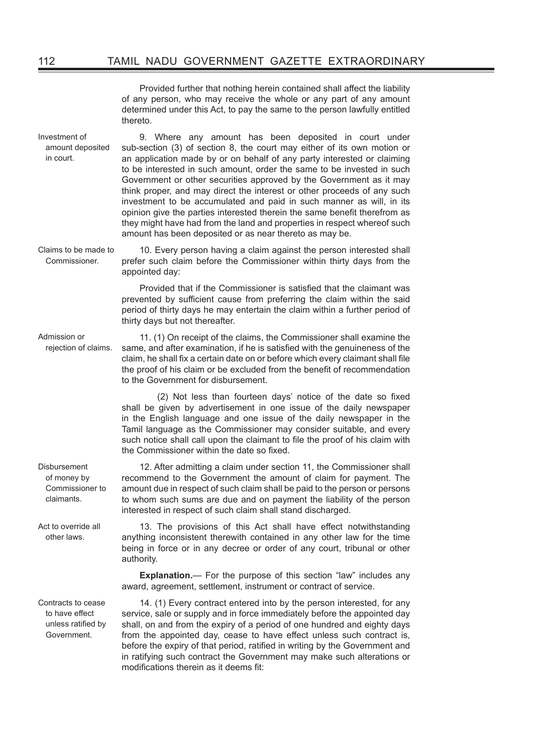Provided further that nothing herein contained shall affect the liability of any person, who may receive the whole or any part of any amount determined under this Act, to pay the same to the person lawfully entitled thereto.

Investment of amount deposited in court.

9. Where any amount has been deposited in court under sub-section (3) of section 8, the court may either of its own motion or an application made by or on behalf of any party interested or claiming to be interested in such amount, order the same to be invested in such Government or other securities approved by the Government as it may think proper, and may direct the interest or other proceeds of any such investment to be accumulated and paid in such manner as will, in its opinion give the parties interested therein the same benefit therefrom as they might have had from the land and properties in respect whereof such amount has been deposited or as near thereto as may be.

Claims to be made to Commissioner.

10. Every person having a claim against the person interested shall prefer such claim before the Commissioner within thirty days from the appointed day:

Provided that if the Commissioner is satisfied that the claimant was prevented by sufficient cause from preferring the claim within the said period of thirty days he may entertain the claim within a further period of thirty days but not thereafter.

Admission or rejection of claims.

11. (1) On receipt of the claims, the Commissioner shall examine the same, and after examination, if he is satisfied with the genuineness of the claim, he shall fix a certain date on or before which every claimant shall file the proof of his claim or be excluded from the benefit of recommendation to the Government for disbursement.

(2) Not less than fourteen days' notice of the date so fixed shall be given by advertisement in one issue of the daily newspaper in the English language and one issue of the daily newspaper in the Tamil language as the Commissioner may consider suitable, and every such notice shall call upon the claimant to file the proof of his claim with the Commissioner within the date so fixed.

Disbursement of money by Commissioner to claimants.

12. After admitting a claim under section 11, the Commissioner shall recommend to the Government the amount of claim for payment. The amount due in respect of such claim shall be paid to the person or persons to whom such sums are due and on payment the liability of the person interested in respect of such claim shall stand discharged.

Act to override all other laws.

13. The provisions of this Act shall have effect notwithstanding anything inconsistent therewith contained in any other law for the time being in force or in any decree or order of any court, tribunal or other authority.

**Explanation.**— For the purpose of this section "law" includes any award, agreement, settlement, instrument or contract of service.

Contracts to cease to have effect unless ratified by Government.

14. (1) Every contract entered into by the person interested, for any service, sale or supply and in force immediately before the appointed day shall, on and from the expiry of a period of one hundred and eighty days from the appointed day, cease to have effect unless such contract is, before the expiry of that period, ratified in writing by the Government and in ratifying such contract the Government may make such alterations or modifications therein as it deems fit: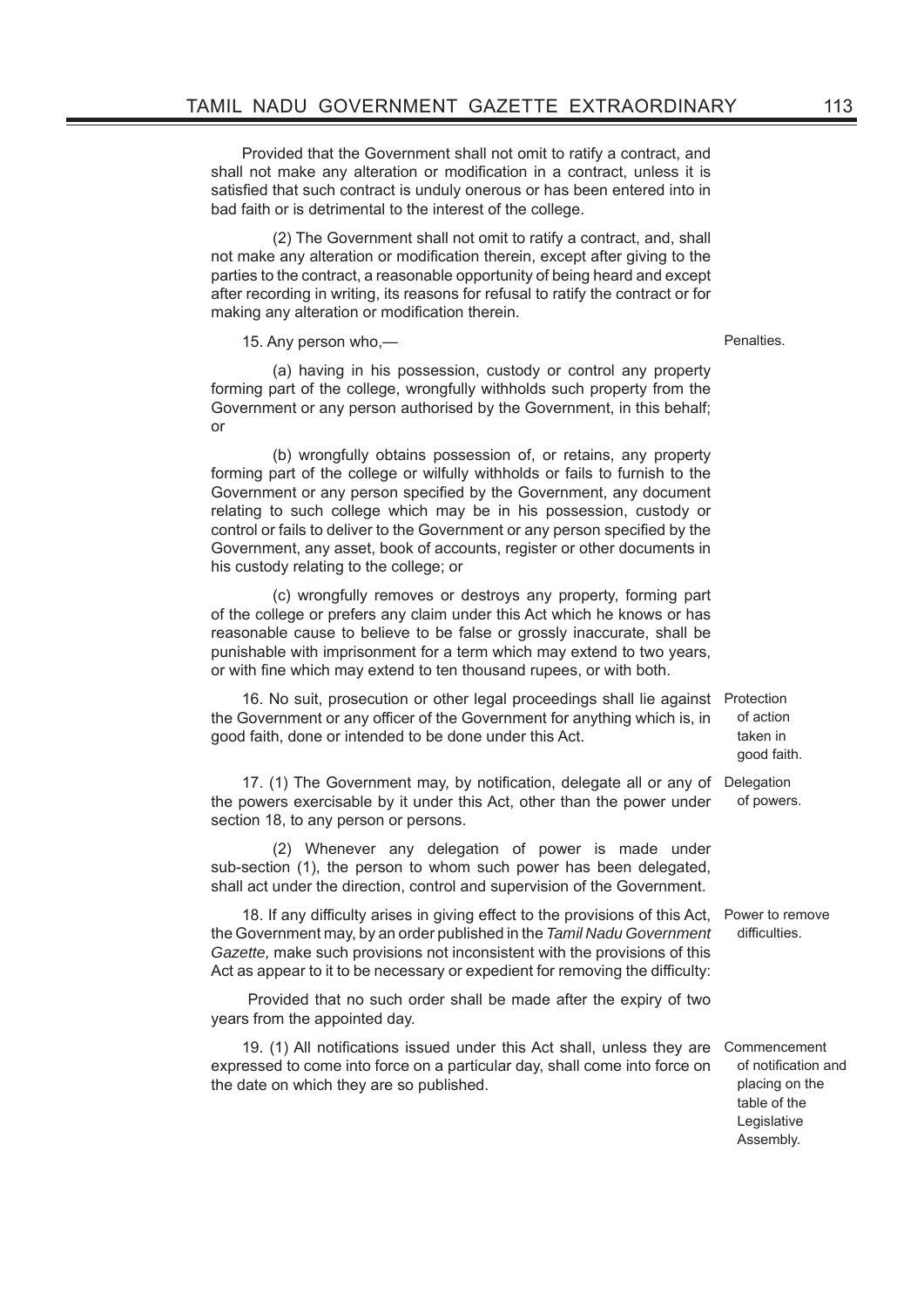Provided that the Government shall not omit to ratify a contract, and shall not make any alteration or modification in a contract, unless it is satisfied that such contract is unduly onerous or has been entered into in bad faith or is detrimental to the interest of the college.

(2) The Government shall not omit to ratify a contract, and, shall not make any alteration or modification therein, except after giving to the parties to the contract, a reasonable opportunity of being heard and except after recording in writing, its reasons for refusal to ratify the contract or for making any alteration or modification therein.

**Penalties.**

15. Any person who,—

(a) having in his possession, custody or control any property forming part of the college, wrongfully withholds such property from the Government or any person authorised by the Government, in this behalf; or

(b) wrongfully obtains possession of, or retains, any property forming part of the college or wilfully withholds or fails to furnish to the Government or any person specified by the Government, any document relating to such college which may be in his possession, custody or control or fails to deliver to the Government or any person specified by the Government, any asset, book of accounts, register or other documents in his custody relating to the college; or

(c) wrongfully removes or destroys any property, forming part of the college or prefers any claim under this Act which he knows or has reasonable cause to believe to be false or grossly inaccurate, shall be punishable with imprisonment for a term which may extend to two years, or with fine which may extend to ten thousand rupees, or with both.

**Protection of action taken in good faith.**

16. No suit, prosecution or other legal proceedings shall lie against the Government or any officer of the Government for anything which is, in good faith, done or intended to be done under this Act.

**Delegation of powers.**

17. (1) The Government may, by notification, delegate all or any of the powers exercisable by it under this Act, other than the power under section 18, to any person or persons.

(2) Whenever any delegation of power is made under sub-section (1), the person to whom such power has been delegated, shall act under the direction, control and supervision of the Government.

**Power to remove difficulties.**

18. If any difficulty arises in giving effect to the provisions of this Act, the Government may, by an order published in the *Tamil Nadu Government Gazette,* make such provisions not inconsistent with the provisions of this Act as appear to it to be necessary or expedient for removing the difficulty:

Provided that no such order shall be made after the expiry of two years from the appointed day.

**Commencement of notification and placing on the table of the Legislative Assembly.**

19. (1) All notifications issued under this Act shall, unless they are expressed to come into force on a particular day, shall come into force on the date on which they are so published.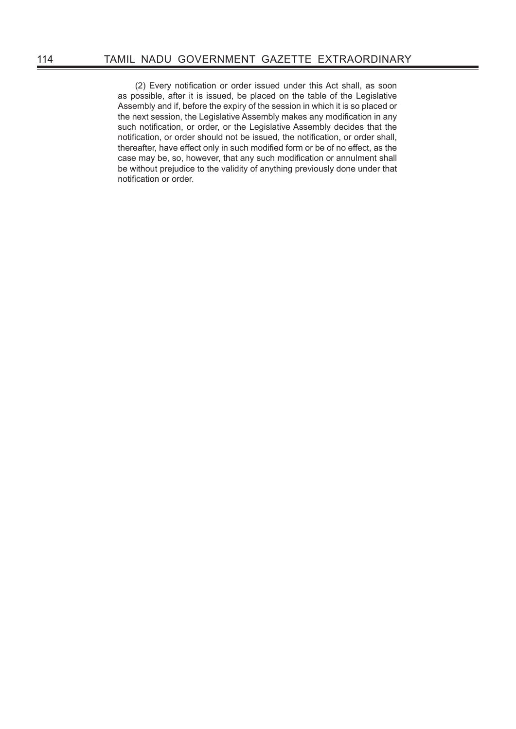(2) Every notification or order issued under this Act shall, as soon as possible, after it is issued, be placed on the table of the Legislative Assembly and if, before the expiry of the session in which it is so placed or the next session, the Legislative Assembly makes any modification in any such notification, or order, or the Legislative Assembly decides that the notification, or order should not be issued, the notification, or order shall, thereafter, have effect only in such modified form or be of no effect, as the case may be, so, however, that any such modification or annulment shall be without prejudice to the validity of anything previously done under that notification or order.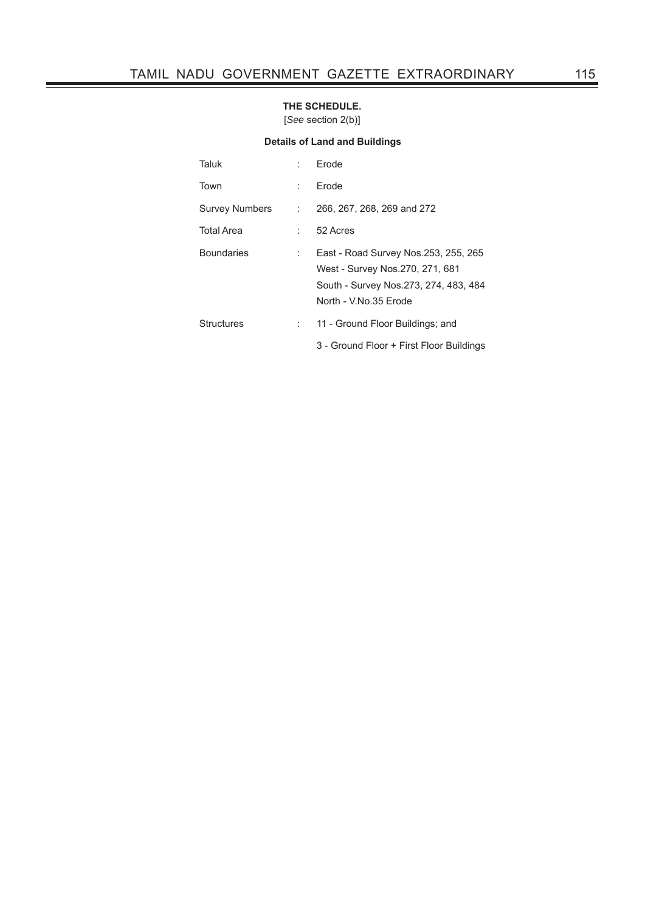**THE SCHEDULE.**

[*See* section 2(b)]

**Details of Land and Buildings**

| | | |
|---|---|---|
| Taluk | : | Erode |
| Town | : | Erode |
| Survey Numbers | : | 266, 267, 268, 269 and 272 |
| Total Area | : | 52 Acres |
| Boundaries | : | East - Road Survey Nos.253, 255, 265<br>West - Survey Nos.270, 271, 681<br>South - Survey Nos.273, 274, 483, 484<br>North - V.No.35 Erode |
| Structures | : | 11 - Ground Floor Buildings; and<br>3 - Ground Floor + First Floor Buildings |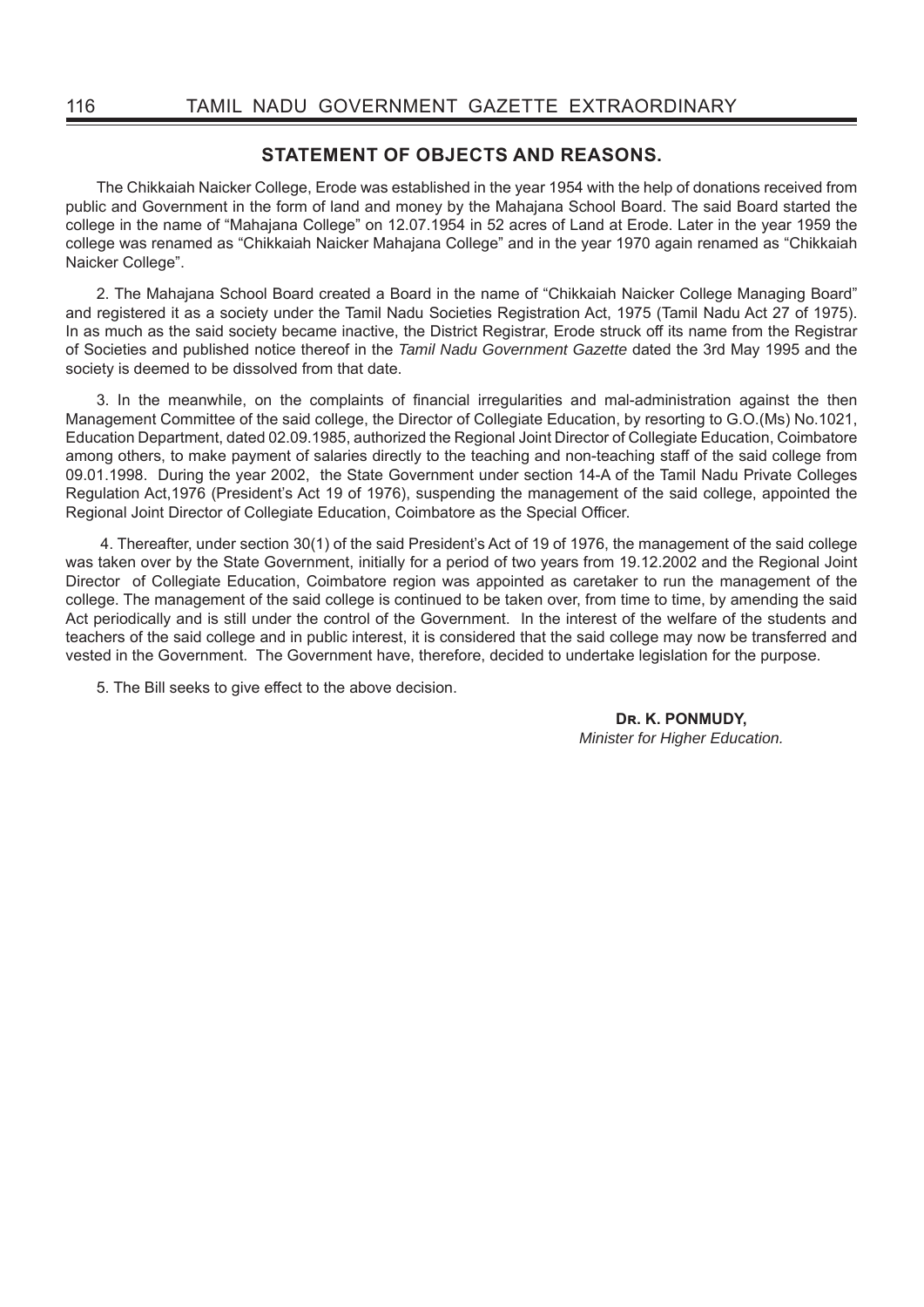## STATEMENT OF OBJECTS AND REASONS.

The Chikkaiah Naicker College, Erode was established in the year 1954 with the help of donations received from public and Government in the form of land and money by the Mahajana School Board. The said Board started the college in the name of "Mahajana College" on 12.07.1954 in 52 acres of Land at Erode. Later in the year 1959 the college was renamed as "Chikkaiah Naicker Mahajana College" and in the year 1970 again renamed as "Chikkaiah Naicker College".

2. The Mahajana School Board created a Board in the name of "Chikkaiah Naicker College Managing Board" and registered it as a society under the Tamil Nadu Societies Registration Act, 1975 (Tamil Nadu Act 27 of 1975). In as much as the said society became inactive, the District Registrar, Erode struck off its name from the Registrar of Societies and published notice thereof in the *Tamil Nadu Government Gazette* dated the 3rd May 1995 and the society is deemed to be dissolved from that date.

3. In the meanwhile, on the complaints of financial irregularities and mal-administration against the then Management Committee of the said college, the Director of Collegiate Education, by resorting to G.O.(Ms) No.1021, Education Department, dated 02.09.1985, authorized the Regional Joint Director of Collegiate Education, Coimbatore among others, to make payment of salaries directly to the teaching and non-teaching staff of the said college from 09.01.1998. During the year 2002, the State Government under section 14-A of the Tamil Nadu Private Colleges Regulation Act,1976 (President's Act 19 of 1976), suspending the management of the said college, appointed the Regional Joint Director of Collegiate Education, Coimbatore as the Special Officer.

4. Thereafter, under section 30(1) of the said President's Act of 19 of 1976, the management of the said college was taken over by the State Government, initially for a period of two years from 19.12.2002 and the Regional Joint Director of Collegiate Education, Coimbatore region was appointed as caretaker to run the management of the college. The management of the said college is continued to be taken over, from time to time, by amending the said Act periodically and is still under the control of the Government. In the interest of the welfare of the students and teachers of the said college and in public interest, it is considered that the said college may now be transferred and vested in the Government. The Government have, therefore, decided to undertake legislation for the purpose.

5. The Bill seeks to give effect to the above decision.

**Dr. K. PONMUDY,**
*Minister for Higher Education.*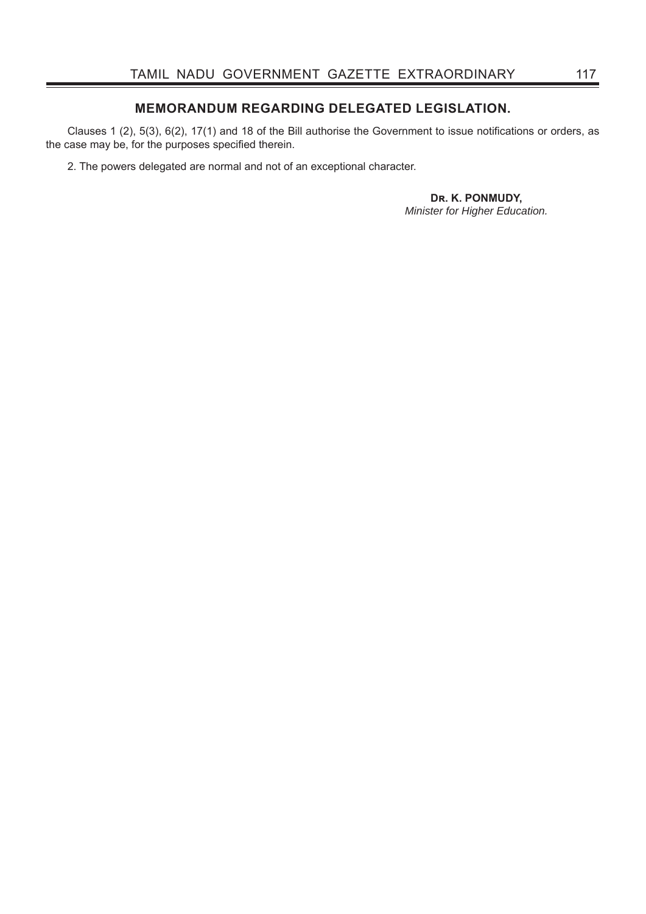## MEMORANDUM REGARDING DELEGATED LEGISLATION.

Clauses 1 (2), 5(3), 6(2), 17(1) and 18 of the Bill authorise the Government to issue notifications or orders, as the case may be, for the purposes specified therein.

2. The powers delegated are normal and not of an exceptional character.

**DR. K. PONMUDY,**
*Minister for Higher Education.*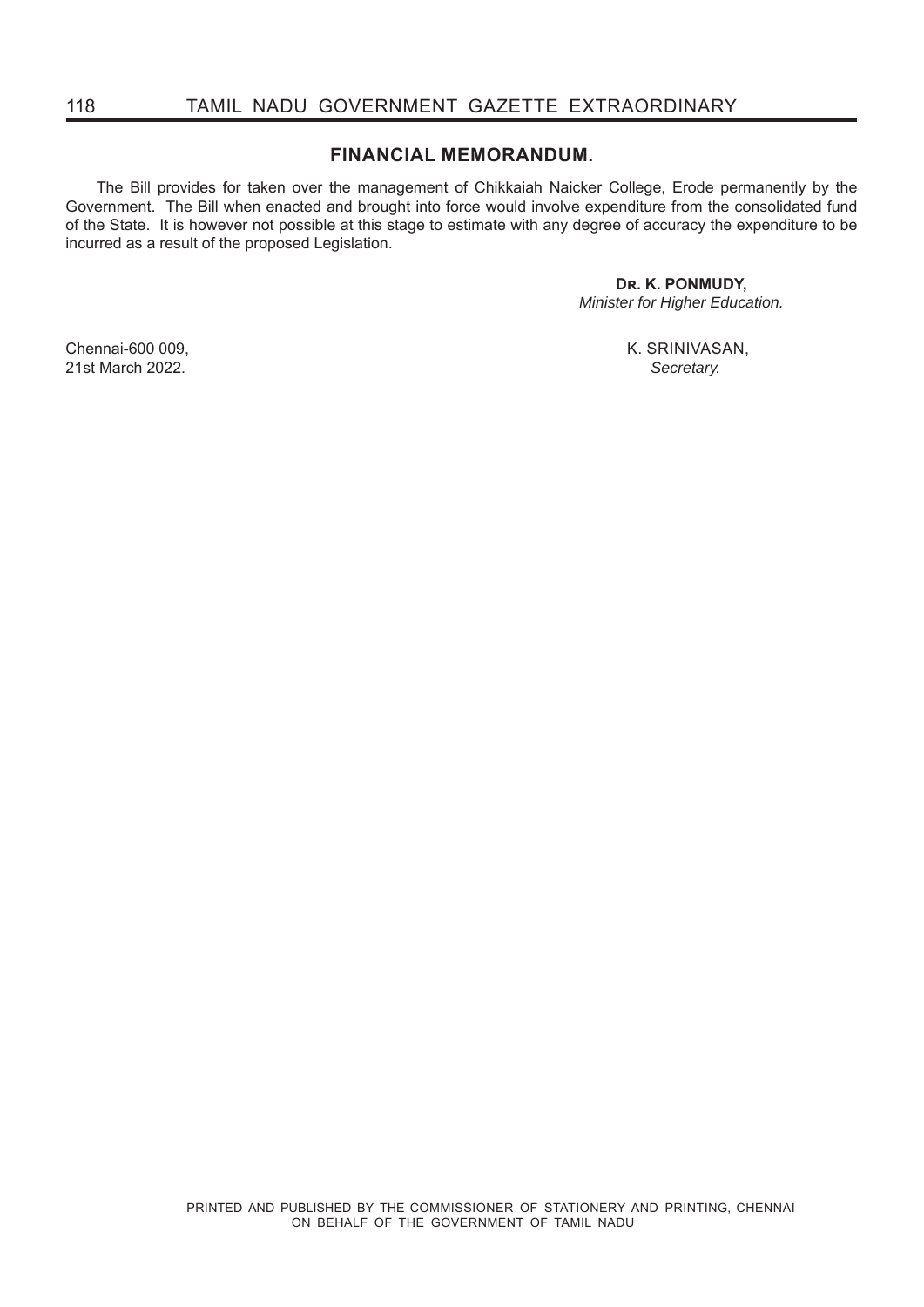## FINANCIAL MEMORANDUM.

The Bill provides for taken over the management of Chikkaiah Naicker College, Erode permanently by the Government. The Bill when enacted and brought into force would involve expenditure from the consolidated fund of the State. It is however not possible at this stage to estimate with any degree of accuracy the expenditure to be incurred as a result of the proposed Legislation.

**DR. K. PONMUDY,**
*Minister for Higher Education.*

Chennai-600 009,
21st March 2022.

K. SRINIVASAN,
*Secretary.*

PRINTED AND PUBLISHED BY THE COMMISSIONER OF STATIONERY AND PRINTING, CHENNAI ON BEHALF OF THE GOVERNMENT OF TAMIL NADU